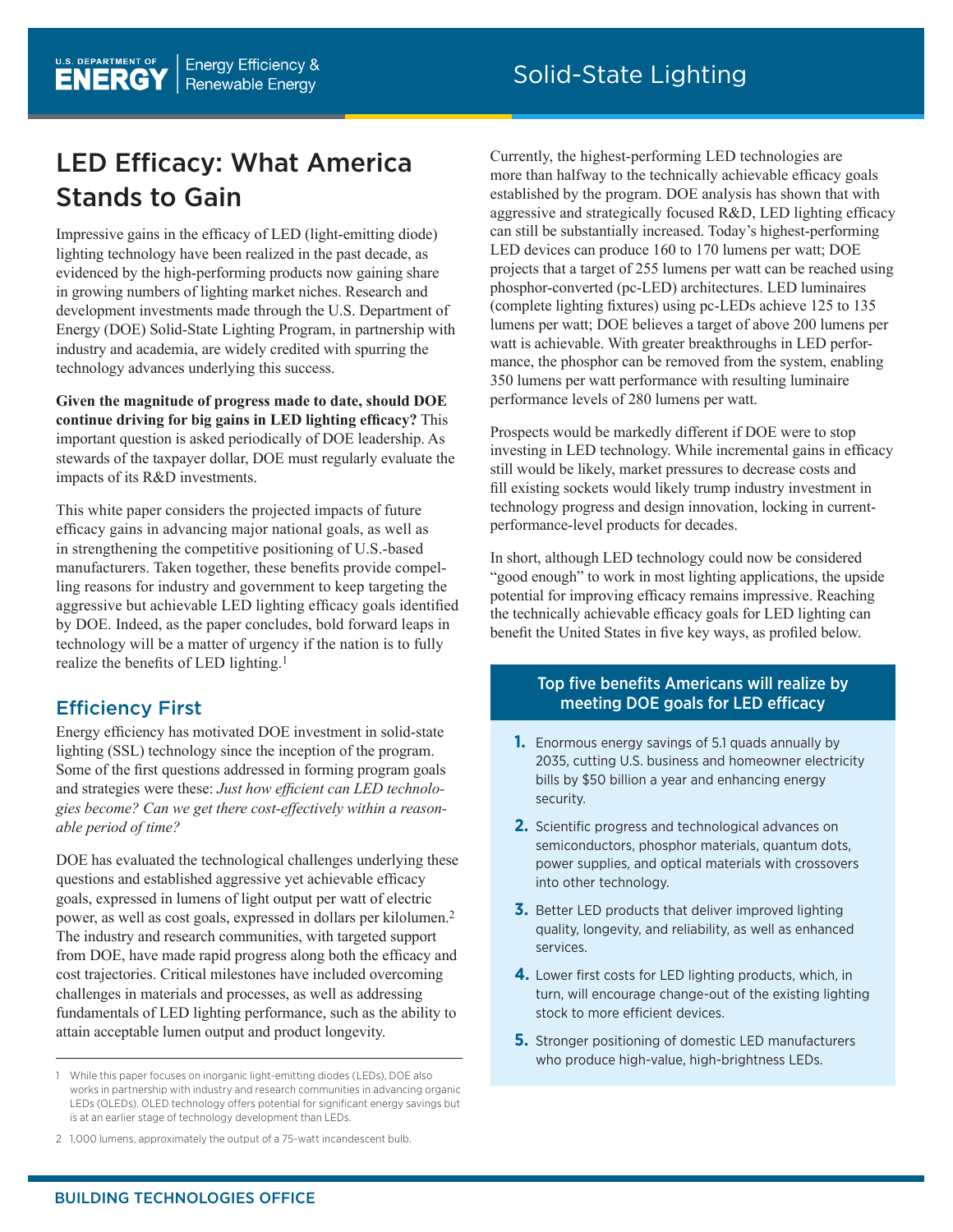# LED Efficacy: What America Stands to Gain

Impressive gains in the efficacy of LED (light-emitting diode) lighting technology have been realized in the past decade, as evidenced by the high-performing products now gaining share in growing numbers of lighting market niches. Research and development investments made through the U.S. Department of Energy (DOE) Solid-State Lighting Program, in partnership with industry and academia, are widely credited with spurring the technology advances underlying this success.

**Given the magnitude of progress made to date, should DOE continue driving for big gains in LED lighting efficacy?** This important question is asked periodically of DOE leadership. As stewards of the taxpayer dollar, DOE must regularly evaluate the impacts of its R&D investments.

This white paper considers the projected impacts of future efficacy gains in advancing major national goals, as well as in strengthening the competitive positioning of U.S.-based manufacturers. Taken together, these benefits provide compelling reasons for industry and government to keep targeting the aggressive but achievable LED lighting efficacy goals identified by DOE. Indeed, as the paper concludes, bold forward leaps in technology will be a matter of urgency if the nation is to fully realize the benefits of LED lighting.[1]

## Efficiency First

Energy efficiency has motivated DOE investment in solid-state lighting (SSL) technology since the inception of the program. Some of the first questions addressed in forming program goals and strategies were these: *Just how efficient can LED technologies become? Can we get there cost-effectively within a reasonable period of time?*

DOE has evaluated the technological challenges underlying these questions and established aggressive yet achievable efficacy goals, expressed in lumens of light output per watt of electric power, as well as cost goals, expressed in dollars per kilolumen.[2] The industry and research communities, with targeted support from DOE, have made rapid progress along both the efficacy and cost trajectories. Critical milestones have included overcoming challenges in materials and processes, as well as addressing fundamentals of LED lighting performance, such as the ability to attain acceptable lumen output and product longevity.

Currently, the highest-performing LED technologies are more than halfway to the technically achievable efficacy goals established by the program. DOE analysis has shown that with aggressive and strategically focused R&D, LED lighting efficacy can still be substantially increased. Today's highest-performing LED devices can produce 160 to 170 lumens per watt; DOE projects that a target of 255 lumens per watt can be reached using phosphor-converted (pc-LED) architectures. LED luminaires (complete lighting fixtures) using pc-LEDs achieve 125 to 135 lumens per watt; DOE believes a target of above 200 lumens per watt is achievable. With greater breakthroughs in LED performance, the phosphor can be removed from the system, enabling 350 lumens per watt performance with resulting luminaire performance levels of 280 lumens per watt.

Prospects would be markedly different if DOE were to stop investing in LED technology. While incremental gains in efficacy still would be likely, market pressures to decrease costs and fill existing sockets would likely trump industry investment in technology progress and design innovation, locking in current-performance-level products for decades.

In short, although LED technology could now be considered "good enough" to work in most lighting applications, the upside potential for improving efficacy remains impressive. Reaching the technically achievable efficacy goals for LED lighting can benefit the United States in five key ways, as profiled below.

### Top five benefits Americans will realize by meeting DOE goals for LED efficacy

1. Enormous energy savings of 5.1 quads annually by 2035, cutting U.S. business and homeowner electricity bills by $50 billion a year and enhancing energy security.
2. Scientific progress and technological advances on semiconductors, phosphor materials, quantum dots, power supplies, and optical materials with crossovers into other technology.
3. Better LED products that deliver improved lighting quality, longevity, and reliability, as well as enhanced services.
4. Lower first costs for LED lighting products, which, in turn, will encourage change-out of the existing lighting stock to more efficient devices.
5. Stronger positioning of domestic LED manufacturers who produce high-value, high-brightness LEDs.

---

[1] While this paper focuses on inorganic light-emitting diodes (LEDs), DOE also works in partnership with industry and research communities in advancing organic LEDs (OLEDs). OLED technology offers potential for significant energy savings but is at an earlier stage of technology development than LEDs.

[2] 1,000 lumens, approximately the output of a 75-watt incandescent bulb.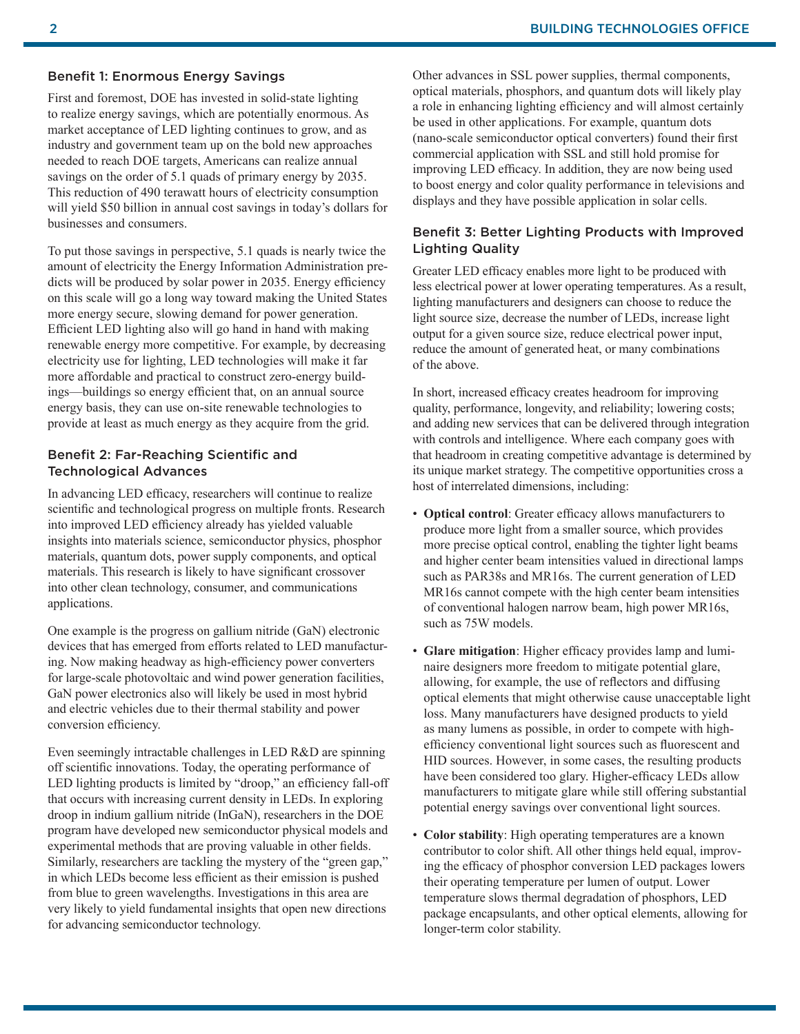## Benefit 1: Enormous Energy Savings

First and foremost, DOE has invested in solid-state lighting to realize energy savings, which are potentially enormous. As market acceptance of LED lighting continues to grow, and as industry and government team up on the bold new approaches needed to reach DOE targets, Americans can realize annual savings on the order of 5.1 quads of primary energy by 2035. This reduction of 490 terawatt hours of electricity consumption will yield $50 billion in annual cost savings in today's dollars for businesses and consumers.

To put those savings in perspective, 5.1 quads is nearly twice the amount of electricity the Energy Information Administration predicts will be produced by solar power in 2035. Energy efficiency on this scale will go a long way toward making the United States more energy secure, slowing demand for power generation. Efficient LED lighting also will go hand in hand with making renewable energy more competitive. For example, by decreasing electricity use for lighting, LED technologies will make it far more affordable and practical to construct zero-energy buildings—buildings so energy efficient that, on an annual source energy basis, they can use on-site renewable technologies to provide at least as much energy as they acquire from the grid.

## Benefit 2: Far-Reaching Scientific and Technological Advances

In advancing LED efficacy, researchers will continue to realize scientific and technological progress on multiple fronts. Research into improved LED efficiency already has yielded valuable insights into materials science, semiconductor physics, phosphor materials, quantum dots, power supply components, and optical materials. This research is likely to have significant crossover into other clean technology, consumer, and communications applications.

One example is the progress on gallium nitride (GaN) electronic devices that has emerged from efforts related to LED manufacturing. Now making headway as high-efficiency power converters for large-scale photovoltaic and wind power generation facilities, GaN power electronics also will likely be used in most hybrid and electric vehicles due to their thermal stability and power conversion efficiency.

Even seemingly intractable challenges in LED R&D are spinning off scientific innovations. Today, the operating performance of LED lighting products is limited by "droop," an efficiency fall-off that occurs with increasing current density in LEDs. In exploring droop in indium gallium nitride (InGaN), researchers in the DOE program have developed new semiconductor physical models and experimental methods that are proving valuable in other fields. Similarly, researchers are tackling the mystery of the "green gap," in which LEDs become less efficient as their emission is pushed from blue to green wavelengths. Investigations in this area are very likely to yield fundamental insights that open new directions for advancing semiconductor technology.

Other advances in SSL power supplies, thermal components, optical materials, phosphors, and quantum dots will likely play a role in enhancing lighting efficiency and will almost certainly be used in other applications. For example, quantum dots (nano-scale semiconductor optical converters) found their first commercial application with SSL and still hold promise for improving LED efficacy. In addition, they are now being used to boost energy and color quality performance in televisions and displays and they have possible application in solar cells.

## Benefit 3: Better Lighting Products with Improved Lighting Quality

Greater LED efficacy enables more light to be produced with less electrical power at lower operating temperatures. As a result, lighting manufacturers and designers can choose to reduce the light source size, decrease the number of LEDs, increase light output for a given source size, reduce electrical power input, reduce the amount of generated heat, or many combinations of the above.

In short, increased efficacy creates headroom for improving quality, performance, longevity, and reliability; lowering costs; and adding new services that can be delivered through integration with controls and intelligence. Where each company goes with that headroom in creating competitive advantage is determined by its unique market strategy. The competitive opportunities cross a host of interrelated dimensions, including:

- **Optical control**: Greater efficacy allows manufacturers to produce more light from a smaller source, which provides more precise optical control, enabling the tighter light beams and higher center beam intensities valued in directional lamps such as PAR38s and MR16s. The current generation of LED MR16s cannot compete with the high center beam intensities of conventional halogen narrow beam, high power MR16s, such as 75W models.
- **Glare mitigation**: Higher efficacy provides lamp and luminaire designers more freedom to mitigate potential glare, allowing, for example, the use of reflectors and diffusing optical elements that might otherwise cause unacceptable light loss. Many manufacturers have designed products to yield as many lumens as possible, in order to compete with high-efficiency conventional light sources such as fluorescent and HID sources. However, in some cases, the resulting products have been considered too glary. Higher-efficacy LEDs allow manufacturers to mitigate glare while still offering substantial potential energy savings over conventional light sources.
- **Color stability**: High operating temperatures are a known contributor to color shift. All other things held equal, improving the efficacy of phosphor conversion LED packages lowers their operating temperature per lumen of output. Lower temperature slows thermal degradation of phosphors, LED package encapsulants, and other optical elements, allowing for longer-term color stability.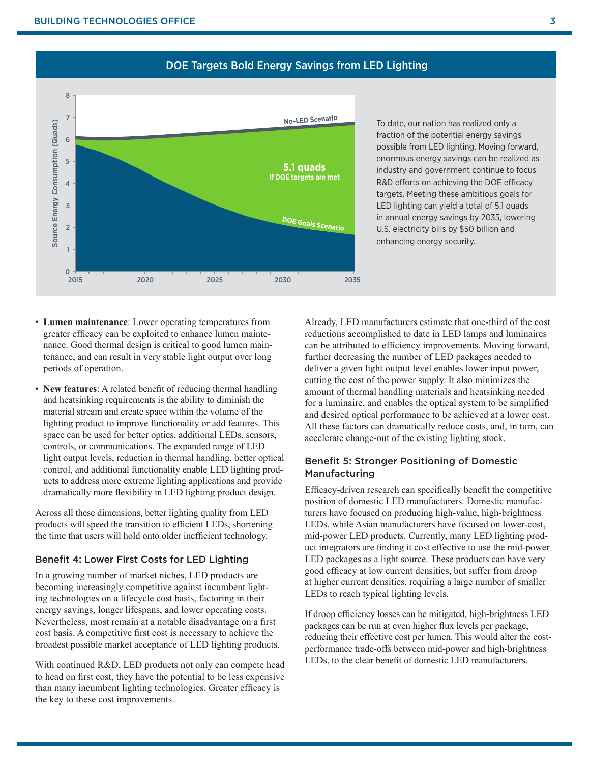## DOE Targets Bold Energy Savings from LED Lighting

To date, our nation has realized only a fraction of the potential energy savings possible from LED lighting. Moving forward, enormous energy savings can be realized as industry and government continue to focus R&D efforts on achieving the DOE efficacy targets. Meeting these ambitious goals for LED lighting can yield a total of 5.1 quads in annual energy savings by 2035, lowering U.S. electricity bills by $50 billion and enhancing energy security.

- **Lumen maintenance**: Lower operating temperatures from greater efficacy can be exploited to enhance lumen maintenance. Good thermal design is critical to good lumen maintenance, and can result in very stable light output over long periods of operation.
- **New features**: A related benefit of reducing thermal handling and heatsinking requirements is the ability to diminish the material stream and create space within the volume of the lighting product to improve functionality or add features. This space can be used for better optics, additional LEDs, sensors, controls, or communications. The expanded range of LED light output levels, reduction in thermal handling, better optical control, and additional functionality enable LED lighting products to address more extreme lighting applications and provide dramatically more flexibility in LED lighting product design.

Across all these dimensions, better lighting quality from LED products will speed the transition to efficient LEDs, shortening the time that users will hold onto older inefficient technology.

### Benefit 4: Lower First Costs for LED Lighting

In a growing number of market niches, LED products are becoming increasingly competitive against incumbent lighting technologies on a lifecycle cost basis, factoring in their energy savings, longer lifespans, and lower operating costs. Nevertheless, most remain at a notable disadvantage on a first cost basis. A competitive first cost is necessary to achieve the broadest possible market acceptance of LED lighting products.

With continued R&D, LED products not only can compete head to head on first cost, they have the potential to be less expensive than many incumbent lighting technologies. Greater efficacy is the key to these cost improvements.

Already, LED manufacturers estimate that one-third of the cost reductions accomplished to date in LED lamps and luminaires can be attributed to efficiency improvements. Moving forward, further decreasing the number of LED packages needed to deliver a given light output level enables lower input power, cutting the cost of the power supply. It also minimizes the amount of thermal handling materials and heatsinking needed for a luminaire, and enables the optical system to be simplified and desired optical performance to be achieved at a lower cost. All these factors can dramatically reduce costs, and, in turn, can accelerate change-out of the existing lighting stock.

### Benefit 5: Stronger Positioning of Domestic Manufacturing

Efficacy-driven research can specifically benefit the competitive position of domestic LED manufacturers. Domestic manufacturers have focused on producing high-value, high-brightness LEDs, while Asian manufacturers have focused on lower-cost, mid-power LED products. Currently, many LED lighting product integrators are finding it cost effective to use the mid-power LED packages as a light source. These products can have very good efficacy at low current densities, but suffer from droop at higher current densities, requiring a large number of smaller LEDs to reach typical lighting levels.

If droop efficiency losses can be mitigated, high-brightness LED packages can be run at even higher flux levels per package, reducing their effective cost per lumen. This would alter the cost-performance trade-offs between mid-power and high-brightness LEDs, to the clear benefit of domestic LED manufacturers.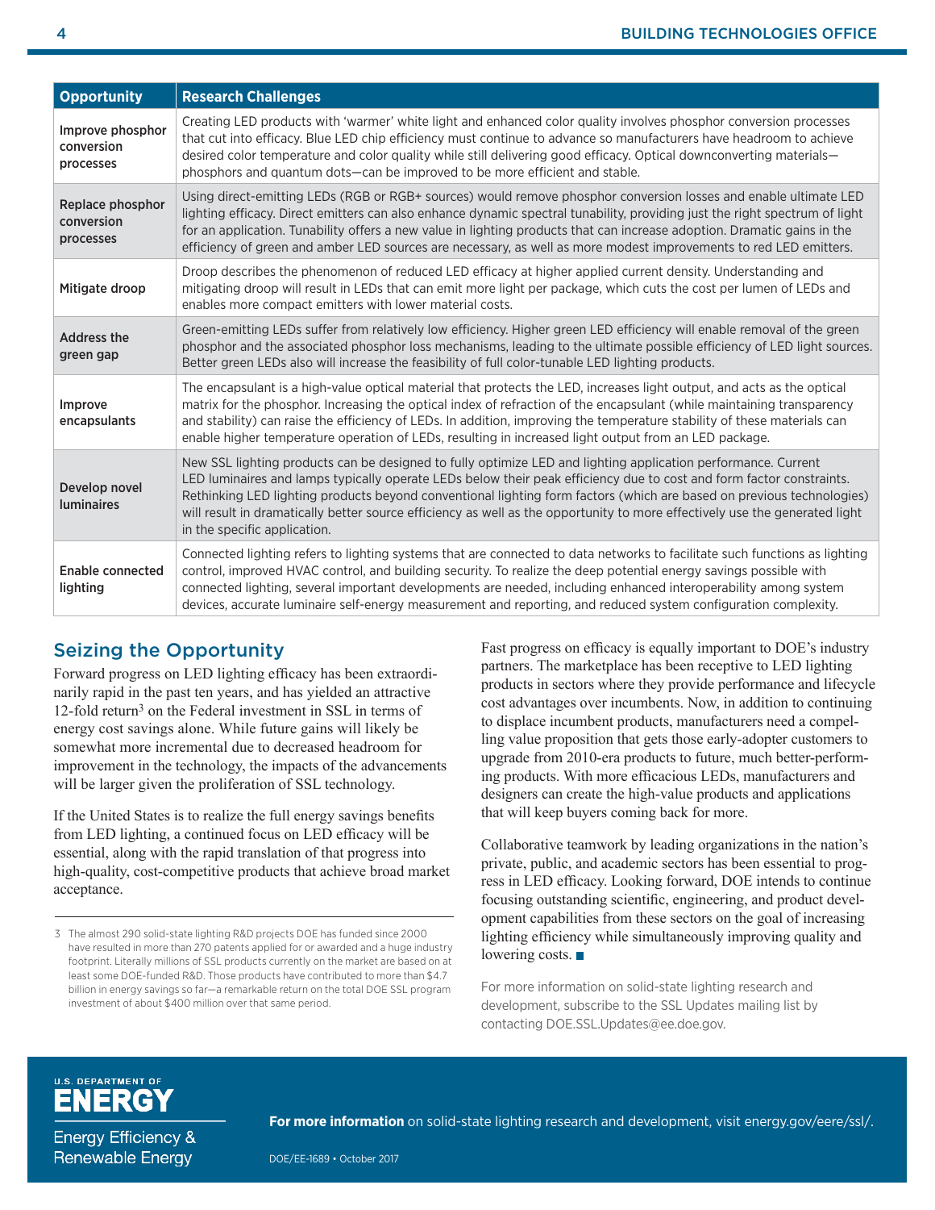| Opportunity | Research Challenges |
|---|---|
| Improve phosphor conversion processes | Creating LED products with 'warmer' white light and enhanced color quality involves phosphor conversion processes that cut into efficacy. Blue LED chip efficiency must continue to advance so manufacturers have headroom to achieve desired color temperature and color quality while still delivering good efficacy. Optical downconverting materials—phosphors and quantum dots—can be improved to be more efficient and stable. |
| Replace phosphor conversion processes | Using direct-emitting LEDs (RGB or RGB+ sources) would remove phosphor conversion losses and enable ultimate LED lighting efficacy. Direct emitters can also enhance dynamic spectral tunability, providing just the right spectrum of light for an application. Tunability offers a new value in lighting products that can increase adoption. Dramatic gains in the efficiency of green and amber LED sources are necessary, as well as more modest improvements to red LED emitters. |
| Mitigate droop | Droop describes the phenomenon of reduced LED efficacy at higher applied current density. Understanding and mitigating droop will result in LEDs that can emit more light per package, which cuts the cost per lumen of LEDs and enables more compact emitters with lower material costs. |
| Address the green gap | Green-emitting LEDs suffer from relatively low efficiency. Higher green LED efficiency will enable removal of the green phosphor and the associated phosphor loss mechanisms, leading to the ultimate possible efficiency of LED light sources. Better green LEDs also will increase the feasibility of full color-tunable LED lighting products. |
| Improve encapsulants | The encapsulant is a high-value optical material that protects the LED, increases light output, and acts as the optical matrix for the phosphor. Increasing the optical index of refraction of the encapsulant (while maintaining transparency and stability) can raise the efficiency of LEDs. In addition, improving the temperature stability of these materials can enable higher temperature operation of LEDs, resulting in increased light output from an LED package. |
| Develop novel luminaires | New SSL lighting products can be designed to fully optimize LED and lighting application performance. Current LED luminaires and lamps typically operate LEDs below their peak efficiency due to cost and form factor constraints. Rethinking LED lighting products beyond conventional lighting form factors (which are based on previous technologies) will result in dramatically better source efficiency as well as the opportunity to more effectively use the generated light in the specific application. |
| Enable connected lighting | Connected lighting refers to lighting systems that are connected to data networks to facilitate such functions as lighting control, improved HVAC control, and building security. To realize the deep potential energy savings possible with connected lighting, several important developments are needed, including enhanced interoperability among system devices, accurate luminaire self-energy measurement and reporting, and reduced system configuration complexity. |

## Seizing the Opportunity

Forward progress on LED lighting efficacy has been extraordinarily rapid in the past ten years, and has yielded an attractive 12-fold return[3] on the Federal investment in SSL in terms of energy cost savings alone. While future gains will likely be somewhat more incremental due to decreased headroom for improvement in the technology, the impacts of the advancements will be larger given the proliferation of SSL technology.

If the United States is to realize the full energy savings benefits from LED lighting, a continued focus on LED efficacy will be essential, along with the rapid translation of that progress into high-quality, cost-competitive products that achieve broad market acceptance.

Fast progress on efficacy is equally important to DOE's industry partners. The marketplace has been receptive to LED lighting products in sectors where they provide performance and lifecycle cost advantages over incumbents. Now, in addition to continuing to displace incumbent products, manufacturers need a compelling value proposition that gets those early-adopter customers to upgrade from 2010-era products to future, much better-performing products. With more efficacious LEDs, manufacturers and designers can create the high-value products and applications that will keep buyers coming back for more.

Collaborative teamwork by leading organizations in the nation's private, public, and academic sectors has been essential to progress in LED efficacy. Looking forward, DOE intends to continue focusing outstanding scientific, engineering, and product development capabilities from these sectors on the goal of increasing lighting efficiency while simultaneously improving quality and lowering costs. ■

For more information on solid-state lighting research and development, subscribe to the SSL Updates mailing list by contacting DOE.SSL.Updates@ee.doe.gov.

3 The almost 290 solid-state lighting R&D projects DOE has funded since 2000 have resulted in more than 270 patents applied for or awarded and a huge industry footprint. Literally millions of SSL products currently on the market are based on at least some DOE-funded R&D. Those products have contributed to more than $4.7 billion in energy savings so far—a remarkable return on the total DOE SSL program investment of about $400 million over that same period.

U.S. DEPARTMENT OF ENERGY

Energy Efficiency & Renewable Energy

**For more information** on solid-state lighting research and development, visit energy.gov/eere/ssl/.

DOE/EE-1689 • October 2017